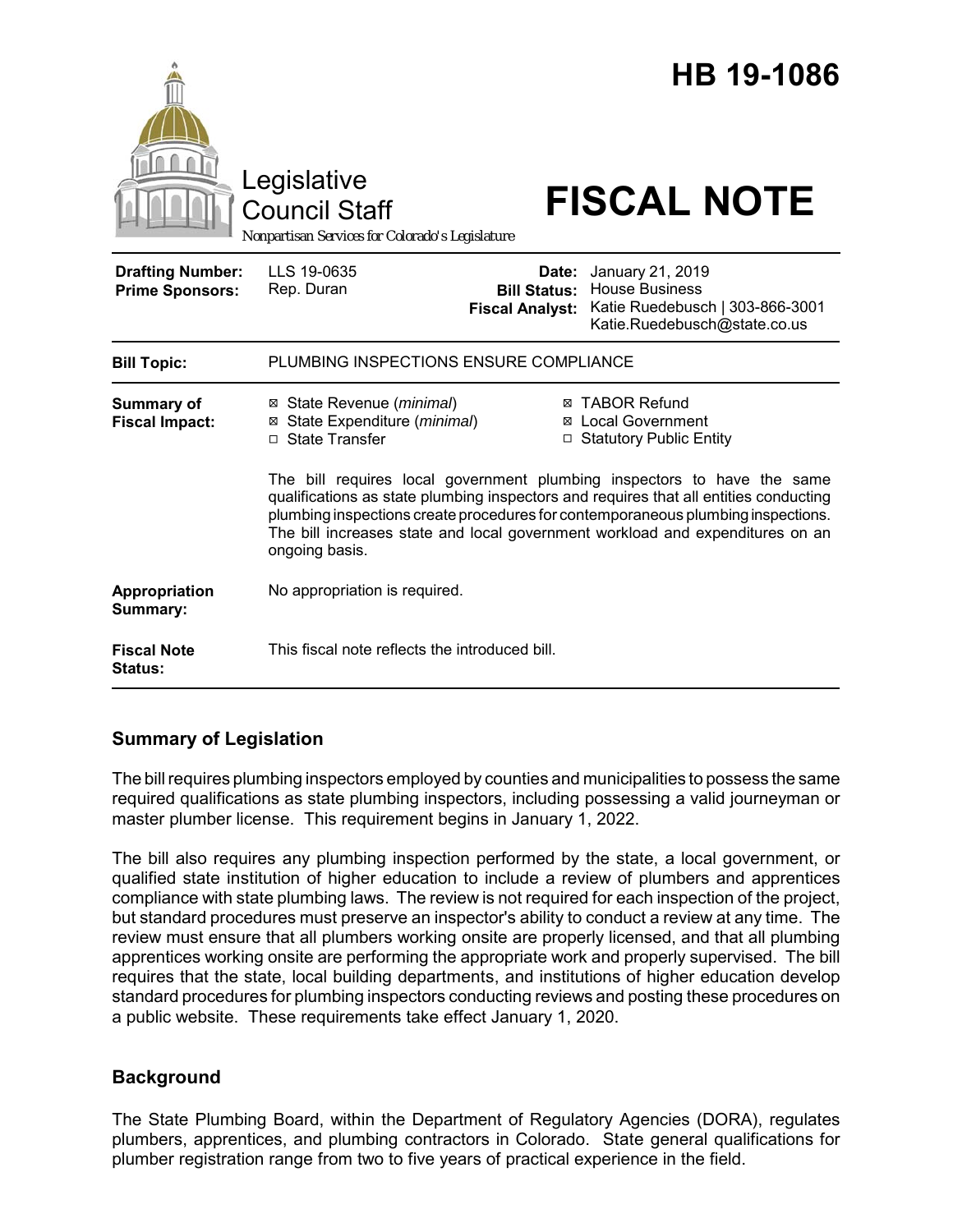# HB 19-1086

Legislative Council Staff

*Nonpartisan Services for Colorado's Legislature*

# FISCAL NOTE

| | | | |
|---|---|---|---|
| **Drafting Number:** | LLS 19-0635 | **Date:** | January 21, 2019 |
| **Prime Sponsors:** | Rep. Duran | **Bill Status:** | House Business |
| | | **Fiscal Analyst:** | Katie Ruedebusch \| 303-866-3001 Katie.Ruedebusch@state.co.us |

| | |
|---|---|
| **Bill Topic:** | PLUMBING INSPECTIONS ENSURE COMPLIANCE |
| **Summary of Fiscal Impact:** | ☒ State Revenue (*minimal*) ☒ State Expenditure (*minimal*) ☐ State Transfer ☒ TABOR Refund ☒ Local Government ☐ Statutory Public Entity<br><br>The bill requires local government plumbing inspectors to have the same qualifications as state plumbing inspectors and requires that all entities conducting plumbing inspections create procedures for contemporaneous plumbing inspections. The bill increases state and local government workload and expenditures on an ongoing basis. |
| **Appropriation Summary:** | No appropriation is required. |
| **Fiscal Note Status:** | This fiscal note reflects the introduced bill. |

## Summary of Legislation

The bill requires plumbing inspectors employed by counties and municipalities to possess the same required qualifications as state plumbing inspectors, including possessing a valid journeyman or master plumber license. This requirement begins in January 1, 2022.

The bill also requires any plumbing inspection performed by the state, a local government, or qualified state institution of higher education to include a review of plumbers and apprentices compliance with state plumbing laws. The review is not required for each inspection of the project, but standard procedures must preserve an inspector's ability to conduct a review at any time. The review must ensure that all plumbers working onsite are properly licensed, and that all plumbing apprentices working onsite are performing the appropriate work and properly supervised. The bill requires that the state, local building departments, and institutions of higher education develop standard procedures for plumbing inspectors conducting reviews and posting these procedures on a public website. These requirements take effect January 1, 2020.

## Background

The State Plumbing Board, within the Department of Regulatory Agencies (DORA), regulates plumbers, apprentices, and plumbing contractors in Colorado. State general qualifications for plumber registration range from two to five years of practical experience in the field.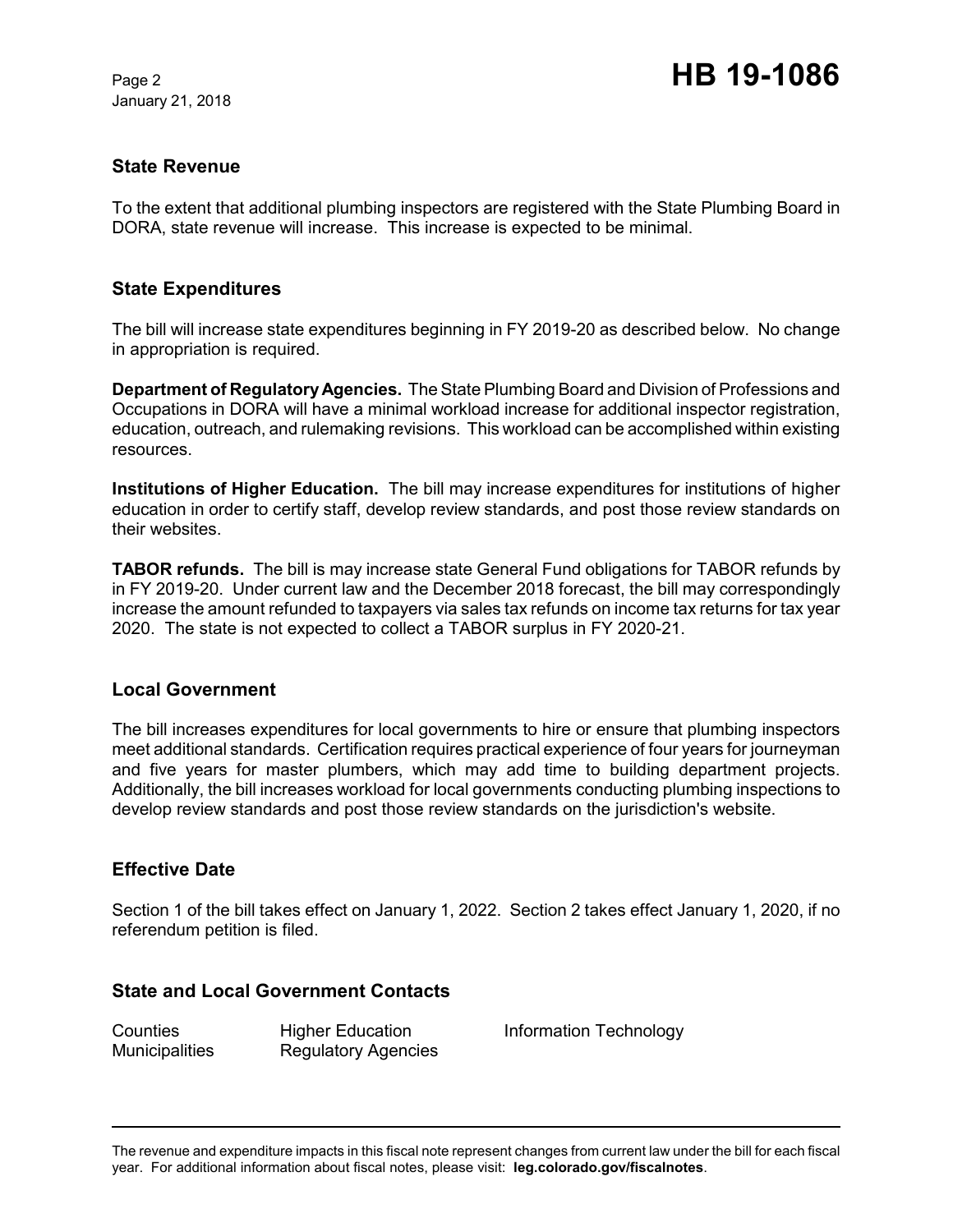## State Revenue

To the extent that additional plumbing inspectors are registered with the State Plumbing Board in DORA, state revenue will increase. This increase is expected to be minimal.

## State Expenditures

The bill will increase state expenditures beginning in FY 2019-20 as described below. No change in appropriation is required.

**Department of Regulatory Agencies.** The State Plumbing Board and Division of Professions and Occupations in DORA will have a minimal workload increase for additional inspector registration, education, outreach, and rulemaking revisions. This workload can be accomplished within existing resources.

**Institutions of Higher Education.** The bill may increase expenditures for institutions of higher education in order to certify staff, develop review standards, and post those review standards on their websites.

**TABOR refunds.** The bill is may increase state General Fund obligations for TABOR refunds by in FY 2019-20. Under current law and the December 2018 forecast, the bill may correspondingly increase the amount refunded to taxpayers via sales tax refunds on income tax returns for tax year 2020. The state is not expected to collect a TABOR surplus in FY 2020-21.

## Local Government

The bill increases expenditures for local governments to hire or ensure that plumbing inspectors meet additional standards. Certification requires practical experience of four years for journeyman and five years for master plumbers, which may add time to building department projects. Additionally, the bill increases workload for local governments conducting plumbing inspections to develop review standards and post those review standards on the jurisdiction's website.

## Effective Date

Section 1 of the bill takes effect on January 1, 2022. Section 2 takes effect January 1, 2020, if no referendum petition is filed.

## State and Local Government Contacts

| | | |
|---|---|---|
| Counties | Higher Education | Information Technology |
| Municipalities | Regulatory Agencies | |

The revenue and expenditure impacts in this fiscal note represent changes from current law under the bill for each fiscal year. For additional information about fiscal notes, please visit: **leg.colorado.gov/fiscalnotes**.